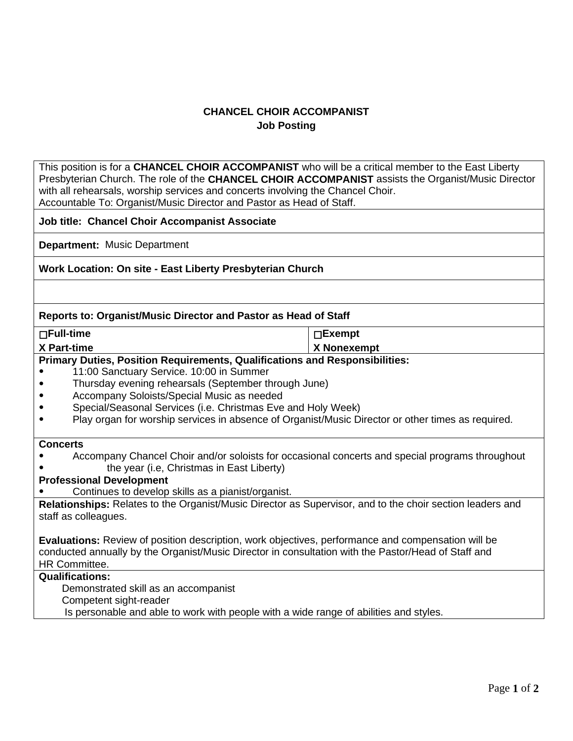**CHANCEL CHOIR ACCOMPANIST**
**Job Posting**

This position is for a **CHANCEL CHOIR ACCOMPANIST** who will be a critical member to the East Liberty Presbyterian Church. The role of the **CHANCEL CHOIR ACCOMPANIST** assists the Organist/Music Director with all rehearsals, worship services and concerts involving the Chancel Choir.
Accountable To: Organist/Music Director and Pastor as Head of Staff.

**Job title: Chancel Choir Accompanist Associate**

**Department:** Music Department

**Work Location: On site - East Liberty Presbyterian Church**

**Reports to: Organist/Music Director and Pastor as Head of Staff**

| | |
|---|---|
| ☐**Full-time** | ☐**Exempt** |
| **X Part-time** | **X Nonexempt** |

**Primary Duties, Position Requirements, Qualifications and Responsibilities:**

- 11:00 Sanctuary Service. 10:00 in Summer
- Thursday evening rehearsals (September through June)
- Accompany Soloists/Special Music as needed
- Special/Seasonal Services (i.e. Christmas Eve and Holy Week)
- Play organ for worship services in absence of Organist/Music Director or other times as required.

**Concerts**

- Accompany Chancel Choir and/or soloists for occasional concerts and special programs throughout
- the year (i.e, Christmas in East Liberty)

**Professional Development**

- Continues to develop skills as a pianist/organist.

**Relationships:** Relates to the Organist/Music Director as Supervisor, and to the choir section leaders and staff as colleagues.

**Evaluations:** Review of position description, work objectives, performance and compensation will be conducted annually by the Organist/Music Director in consultation with the Pastor/Head of Staff and HR Committee.

**Qualifications:**

Demonstrated skill as an accompanist
Competent sight-reader
Is personable and able to work with people with a wide range of abilities and styles.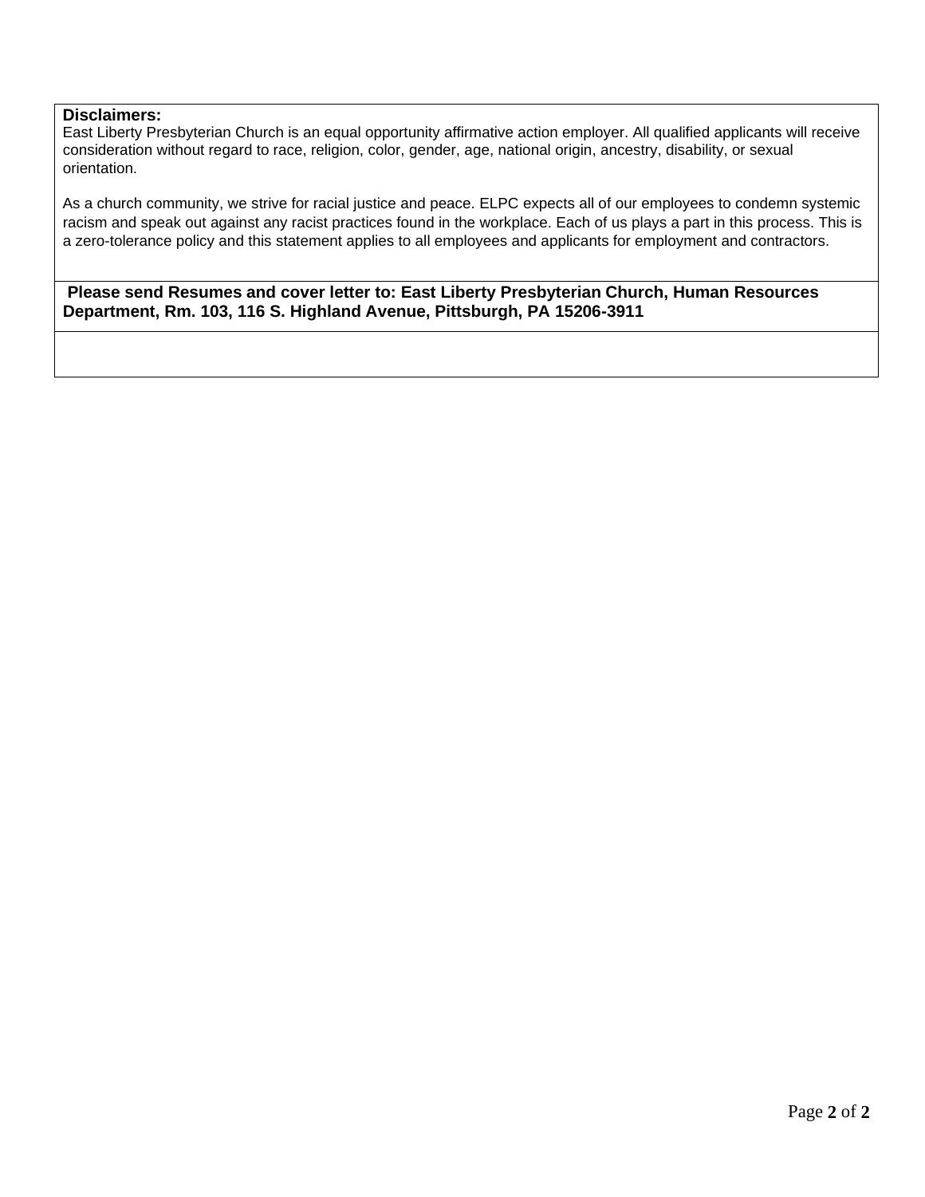**Disclaimers:**

East Liberty Presbyterian Church is an equal opportunity affirmative action employer. All qualified applicants will receive consideration without regard to race, religion, color, gender, age, national origin, ancestry, disability, or sexual orientation.

As a church community, we strive for racial justice and peace. ELPC expects all of our employees to condemn systemic racism and speak out against any racist practices found in the workplace. Each of us plays a part in this process. This is a zero-tolerance policy and this statement applies to all employees and applicants for employment and contractors.

**Please send Resumes and cover letter to: East Liberty Presbyterian Church, Human Resources Department, Rm. 103, 116 S. Highland Avenue, Pittsburgh, PA 15206-3911**